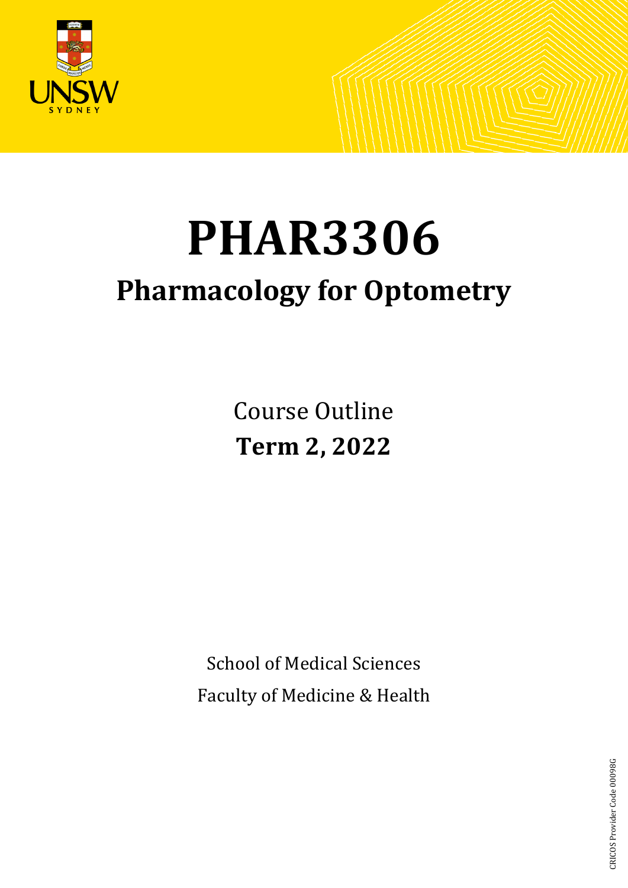# PHAR3306

## Pharmacology for Optometry

Course Outline

**Term 2, 2022**

School of Medical Sciences

Faculty of Medicine & Health

CRICOS Provider Code 00098G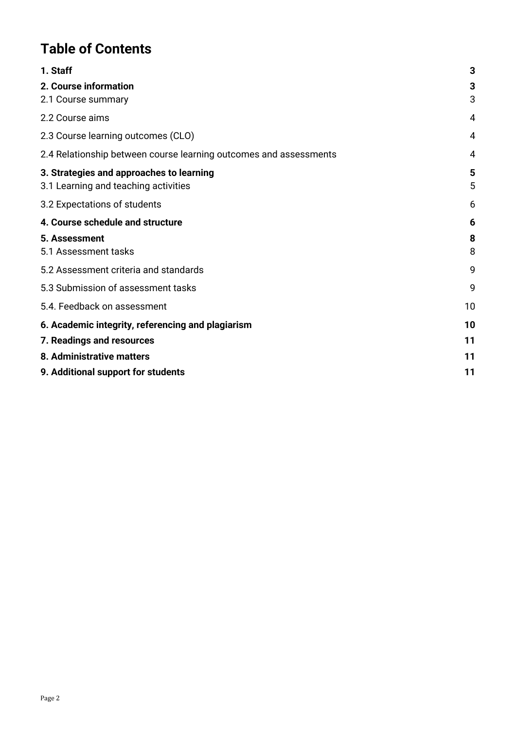# Table of Contents

| | |
|---|---|
| **1. Staff** | **3** |
| **2. Course information** | **3** |
| 2.1 Course summary | 3 |
| 2.2 Course aims | 4 |
| 2.3 Course learning outcomes (CLO) | 4 |
| 2.4 Relationship between course learning outcomes and assessments | 4 |
| **3. Strategies and approaches to learning** | **5** |
| 3.1 Learning and teaching activities | 5 |
| 3.2 Expectations of students | 6 |
| **4. Course schedule and structure** | **6** |
| **5. Assessment** | **8** |
| 5.1 Assessment tasks | 8 |
| 5.2 Assessment criteria and standards | 9 |
| 5.3 Submission of assessment tasks | 9 |
| 5.4. Feedback on assessment | 10 |
| **6. Academic integrity, referencing and plagiarism** | **10** |
| **7. Readings and resources** | **11** |
| **8. Administrative matters** | **11** |
| **9. Additional support for students** | **11** |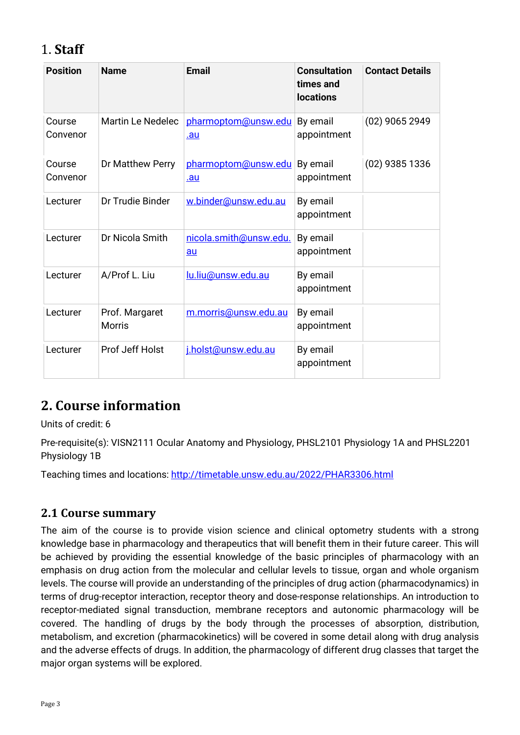# 1. Staff

| Position | Name | Email | Consultation times and locations | Contact Details |
|---|---|---|---|---|
| Course Convenor | Martin Le Nedelec | pharmoptom@unsw.edu.au | By email appointment | (02) 9065 2949 |
| Course Convenor | Dr Matthew Perry | pharmoptom@unsw.edu.au | By email appointment | (02) 9385 1336 |
| Lecturer | Dr Trudie Binder | w.binder@unsw.edu.au | By email appointment | |
| Lecturer | Dr Nicola Smith | nicola.smith@unsw.edu.au | By email appointment | |
| Lecturer | A/Prof L. Liu | lu.liu@unsw.edu.au | By email appointment | |
| Lecturer | Prof. Margaret Morris | m.morris@unsw.edu.au | By email appointment | |
| Lecturer | Prof Jeff Holst | j.holst@unsw.edu.au | By email appointment | |

# 2. Course information

Units of credit: 6

Pre-requisite(s): VISN2111 Ocular Anatomy and Physiology, PHSL2101 Physiology 1A and PHSL2201 Physiology 1B

Teaching times and locations: http://timetable.unsw.edu.au/2022/PHAR3306.html

## 2.1 Course summary

The aim of the course is to provide vision science and clinical optometry students with a strong knowledge base in pharmacology and therapeutics that will benefit them in their future career. This will be achieved by providing the essential knowledge of the basic principles of pharmacology with an emphasis on drug action from the molecular and cellular levels to tissue, organ and whole organism levels. The course will provide an understanding of the principles of drug action (pharmacodynamics) in terms of drug-receptor interaction, receptor theory and dose-response relationships. An introduction to receptor-mediated signal transduction, membrane receptors and autonomic pharmacology will be covered. The handling of drugs by the body through the processes of absorption, distribution, metabolism, and excretion (pharmacokinetics) will be covered in some detail along with drug analysis and the adverse effects of drugs. In addition, the pharmacology of different drug classes that target the major organ systems will be explored.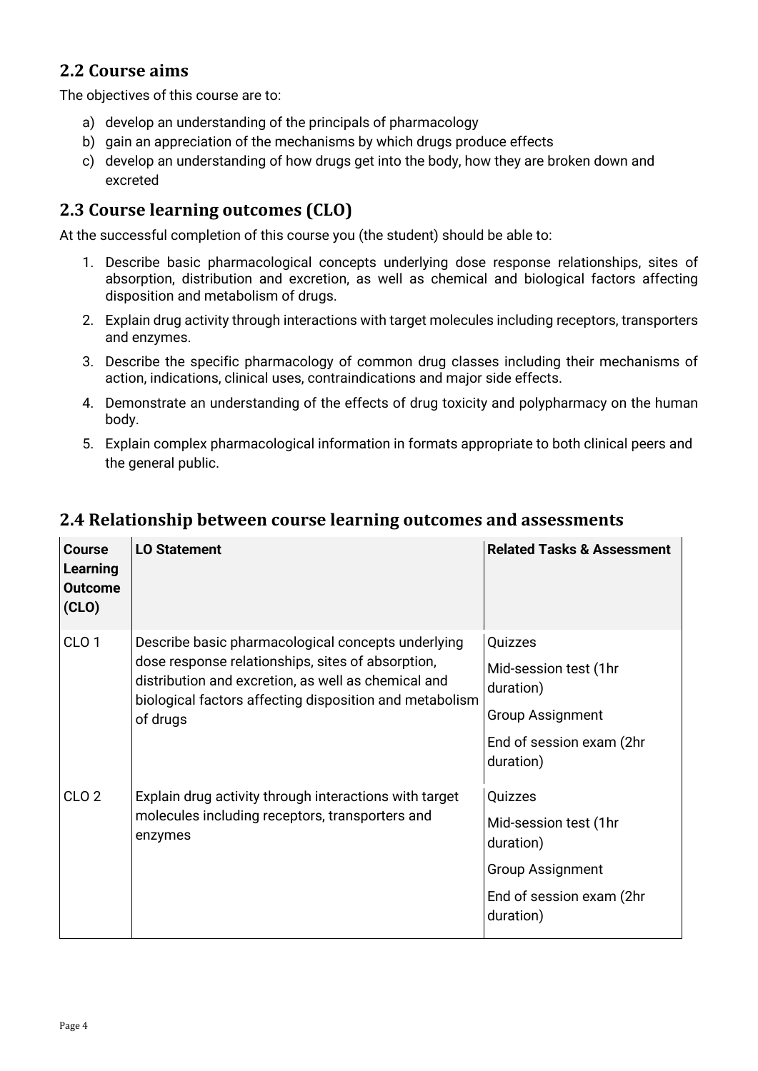## 2.2 Course aims

The objectives of this course are to:

a) develop an understanding of the principals of pharmacology
b) gain an appreciation of the mechanisms by which drugs produce effects
c) develop an understanding of how drugs get into the body, how they are broken down and excreted

## 2.3 Course learning outcomes (CLO)

At the successful completion of this course you (the student) should be able to:

1. Describe basic pharmacological concepts underlying dose response relationships, sites of absorption, distribution and excretion, as well as chemical and biological factors affecting disposition and metabolism of drugs.
2. Explain drug activity through interactions with target molecules including receptors, transporters and enzymes.
3. Describe the specific pharmacology of common drug classes including their mechanisms of action, indications, clinical uses, contraindications and major side effects.
4. Demonstrate an understanding of the effects of drug toxicity and polypharmacy on the human body.
5. Explain complex pharmacological information in formats appropriate to both clinical peers and the general public.

## 2.4 Relationship between course learning outcomes and assessments

| Course Learning Outcome (CLO) | LO Statement | Related Tasks & Assessment |
|---|---|---|
| CLO 1 | Describe basic pharmacological concepts underlying dose response relationships, sites of absorption, distribution and excretion, as well as chemical and biological factors affecting disposition and metabolism of drugs | Quizzes<br>Mid-session test (1hr duration)<br>Group Assignment<br>End of session exam (2hr duration) |
| CLO 2 | Explain drug activity through interactions with target molecules including receptors, transporters and enzymes | Quizzes<br>Mid-session test (1hr duration)<br>Group Assignment<br>End of session exam (2hr duration) |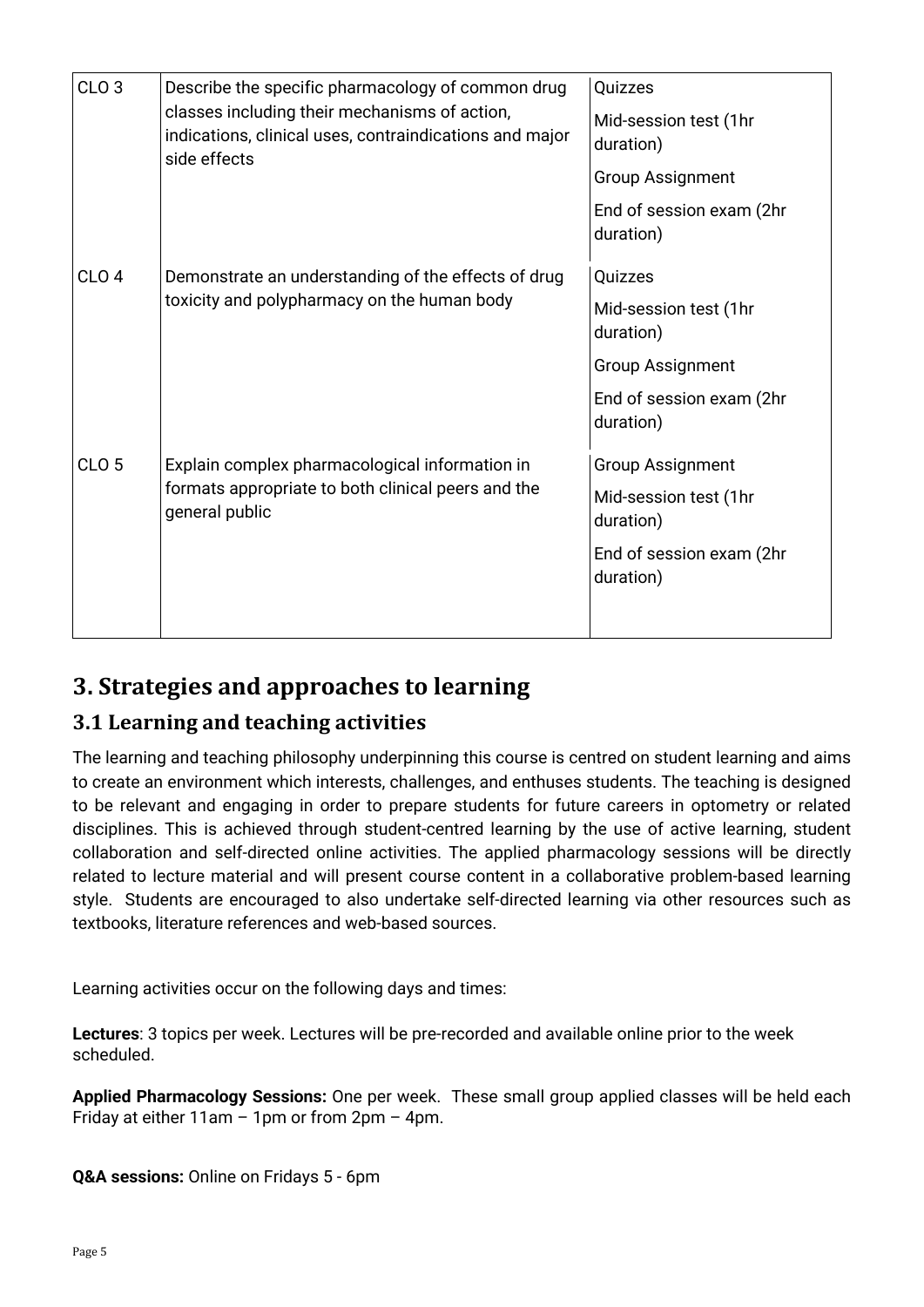| | | |
|---|---|---|
| CLO 3 | Describe the specific pharmacology of common drug classes including their mechanisms of action, indications, clinical uses, contraindications and major side effects | Quizzes<br>Mid-session test (1hr duration)<br>Group Assignment<br>End of session exam (2hr duration) |
| CLO 4 | Demonstrate an understanding of the effects of drug toxicity and polypharmacy on the human body | Quizzes<br>Mid-session test (1hr duration)<br>Group Assignment<br>End of session exam (2hr duration) |
| CLO 5 | Explain complex pharmacological information in formats appropriate to both clinical peers and the general public | Group Assignment<br>Mid-session test (1hr duration)<br>End of session exam (2hr duration) |

# 3. Strategies and approaches to learning

## 3.1 Learning and teaching activities

The learning and teaching philosophy underpinning this course is centred on student learning and aims to create an environment which interests, challenges, and enthuses students. The teaching is designed to be relevant and engaging in order to prepare students for future careers in optometry or related disciplines. This is achieved through student-centred learning by the use of active learning, student collaboration and self-directed online activities. The applied pharmacology sessions will be directly related to lecture material and will present course content in a collaborative problem-based learning style. Students are encouraged to also undertake self-directed learning via other resources such as textbooks, literature references and web-based sources.

Learning activities occur on the following days and times:

**Lectures**: 3 topics per week. Lectures will be pre-recorded and available online prior to the week scheduled.

**Applied Pharmacology Sessions:** One per week. These small group applied classes will be held each Friday at either 11am – 1pm or from 2pm – 4pm.

**Q&A sessions:** Online on Fridays 5 - 6pm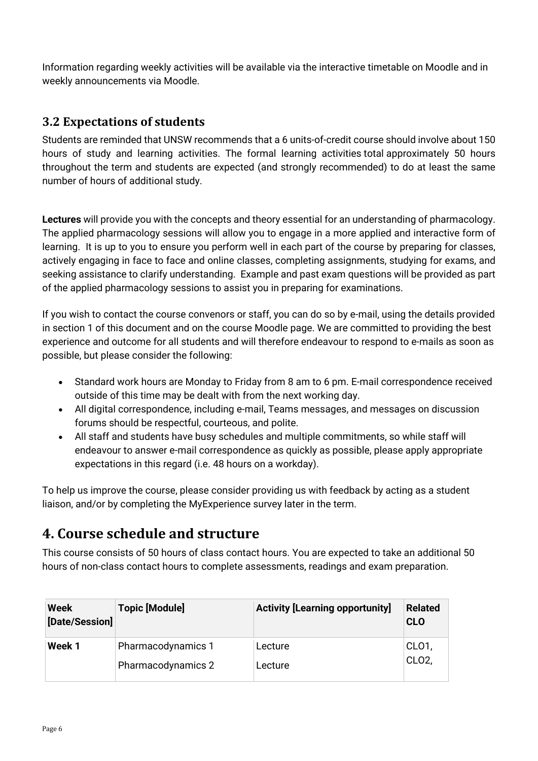Information regarding weekly activities will be available via the interactive timetable on Moodle and in weekly announcements via Moodle.

## 3.2 Expectations of students

Students are reminded that UNSW recommends that a 6 units-of-credit course should involve about 150 hours of study and learning activities. The formal learning activities total approximately 50 hours throughout the term and students are expected (and strongly recommended) to do at least the same number of hours of additional study.

**Lectures** will provide you with the concepts and theory essential for an understanding of pharmacology. The applied pharmacology sessions will allow you to engage in a more applied and interactive form of learning. It is up to you to ensure you perform well in each part of the course by preparing for classes, actively engaging in face to face and online classes, completing assignments, studying for exams, and seeking assistance to clarify understanding. Example and past exam questions will be provided as part of the applied pharmacology sessions to assist you in preparing for examinations.

If you wish to contact the course convenors or staff, you can do so by e-mail, using the details provided in section 1 of this document and on the course Moodle page. We are committed to providing the best experience and outcome for all students and will therefore endeavour to respond to e-mails as soon as possible, but please consider the following:

- Standard work hours are Monday to Friday from 8 am to 6 pm. E-mail correspondence received outside of this time may be dealt with from the next working day.
- All digital correspondence, including e-mail, Teams messages, and messages on discussion forums should be respectful, courteous, and polite.
- All staff and students have busy schedules and multiple commitments, so while staff will endeavour to answer e-mail correspondence as quickly as possible, please apply appropriate expectations in this regard (i.e. 48 hours on a workday).

To help us improve the course, please consider providing us with feedback by acting as a student liaison, and/or by completing the MyExperience survey later in the term.

# 4. Course schedule and structure

This course consists of 50 hours of class contact hours. You are expected to take an additional 50 hours of non-class contact hours to complete assessments, readings and exam preparation.

| Week [Date/Session] | Topic [Module] | Activity [Learning opportunity] | Related CLO |
|---|---|---|---|
| **Week 1** | Pharmacodynamics 1<br>Pharmacodynamics 2 | Lecture<br>Lecture | CLO1, CLO2, |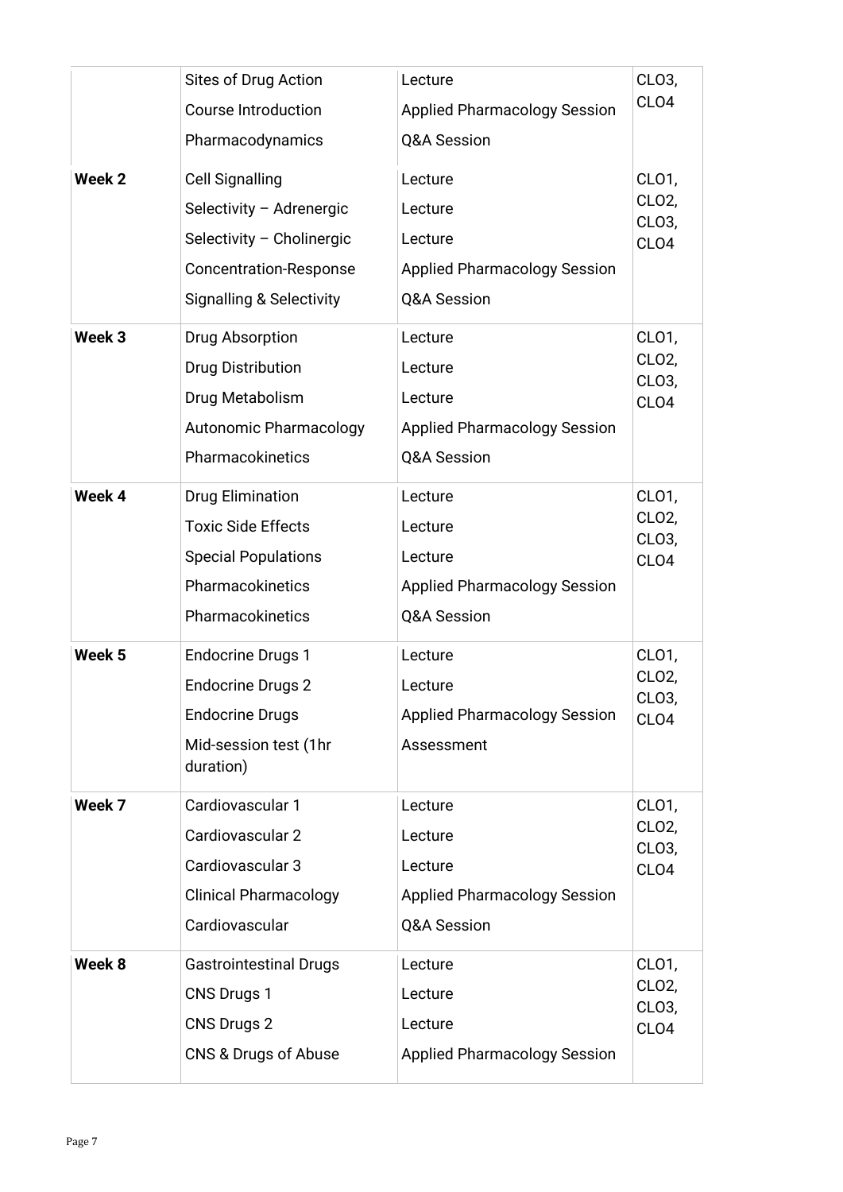| | | | |
|---|---|---|---|
| | Sites of Drug Action<br>Course Introduction<br>Pharmacodynamics | Lecture<br>Applied Pharmacology Session<br>Q&A Session | CLO3, CLO4 |
| **Week 2** | Cell Signalling<br>Selectivity – Adrenergic<br>Selectivity – Cholinergic<br>Concentration-Response<br>Signalling & Selectivity | Lecture<br>Lecture<br>Lecture<br>Applied Pharmacology Session<br>Q&A Session | CLO1, CLO2, CLO3, CLO4 |
| **Week 3** | Drug Absorption<br>Drug Distribution<br>Drug Metabolism<br>Autonomic Pharmacology<br>Pharmacokinetics | Lecture<br>Lecture<br>Lecture<br>Applied Pharmacology Session<br>Q&A Session | CLO1, CLO2, CLO3, CLO4 |
| **Week 4** | Drug Elimination<br>Toxic Side Effects<br>Special Populations<br>Pharmacokinetics<br>Pharmacokinetics | Lecture<br>Lecture<br>Lecture<br>Applied Pharmacology Session<br>Q&A Session | CLO1, CLO2, CLO3, CLO4 |
| **Week 5** | Endocrine Drugs 1<br>Endocrine Drugs 2<br>Endocrine Drugs<br>Mid-session test (1hr duration) | Lecture<br>Lecture<br>Applied Pharmacology Session<br>Assessment | CLO1, CLO2, CLO3, CLO4 |
| **Week 7** | Cardiovascular 1<br>Cardiovascular 2<br>Cardiovascular 3<br>Clinical Pharmacology<br>Cardiovascular | Lecture<br>Lecture<br>Lecture<br>Applied Pharmacology Session<br>Q&A Session | CLO1, CLO2, CLO3, CLO4 |
| **Week 8** | Gastrointestinal Drugs<br>CNS Drugs 1<br>CNS Drugs 2<br>CNS & Drugs of Abuse | Lecture<br>Lecture<br>Lecture<br>Applied Pharmacology Session | CLO1, CLO2, CLO3, CLO4 |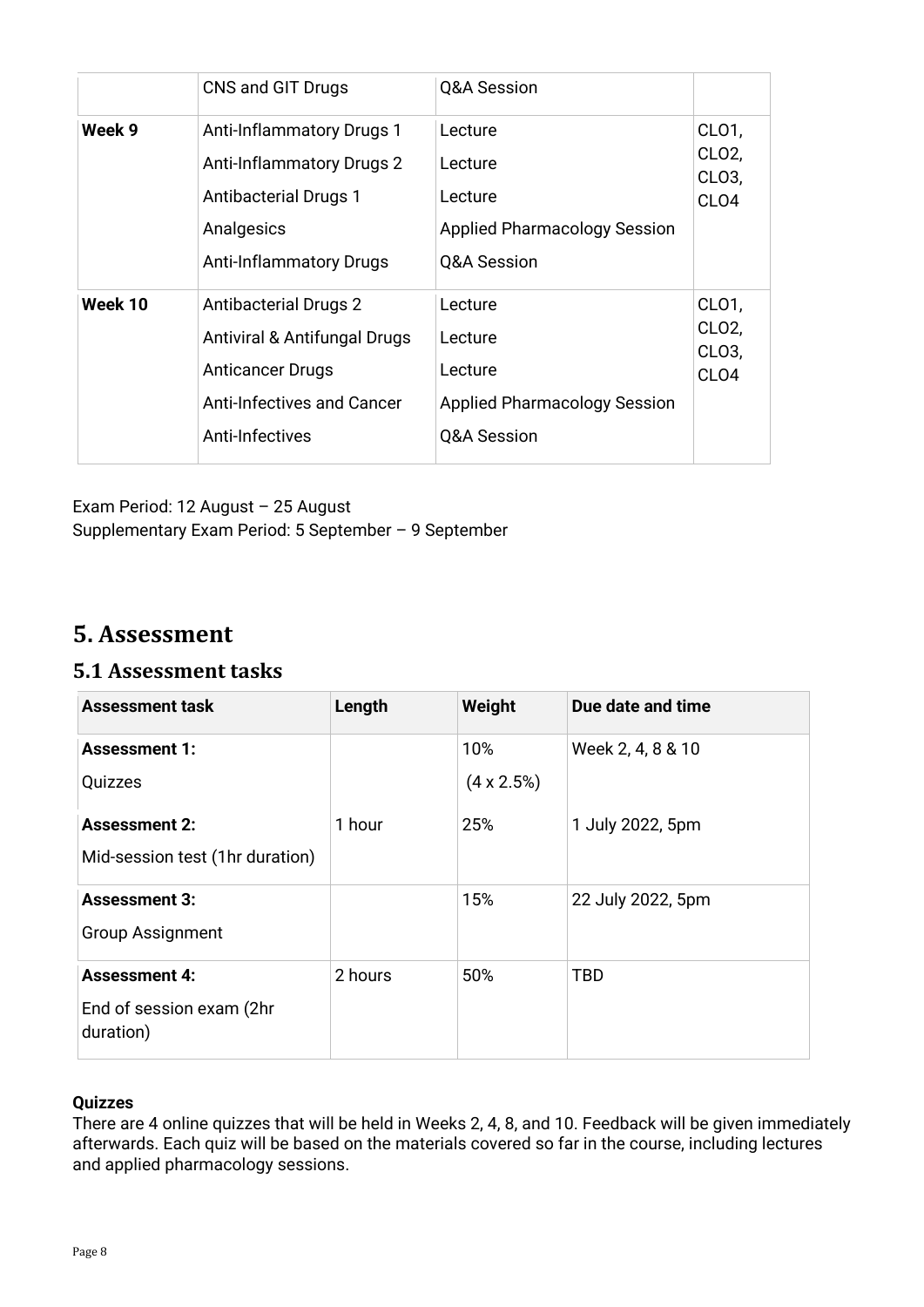| | | | |
|---|---|---|---|
| | CNS and GIT Drugs | Q&A Session | |
| **Week 9** | Anti-Inflammatory Drugs 1<br>Anti-Inflammatory Drugs 2<br>Antibacterial Drugs 1<br>Analgesics<br>Anti-Inflammatory Drugs | Lecture<br>Lecture<br>Lecture<br>Applied Pharmacology Session<br>Q&A Session | CLO1, CLO2, CLO3, CLO4 |
| **Week 10** | Antibacterial Drugs 2<br>Antiviral & Antifungal Drugs<br>Anticancer Drugs<br>Anti-Infectives and Cancer<br>Anti-Infectives | Lecture<br>Lecture<br>Lecture<br>Applied Pharmacology Session<br>Q&A Session | CLO1, CLO2, CLO3, CLO4 |

Exam Period: 12 August – 25 August
Supplementary Exam Period: 5 September – 9 September

# 5. Assessment

## 5.1 Assessment tasks

| Assessment task | Length | Weight | Due date and time |
|---|---|---|---|
| **Assessment 1:**<br>Quizzes | | 10%<br>(4 x 2.5%) | Week 2, 4, 8 & 10 |
| **Assessment 2:**<br>Mid-session test (1hr duration) | 1 hour | 25% | 1 July 2022, 5pm |
| **Assessment 3:**<br>Group Assignment | | 15% | 22 July 2022, 5pm |
| **Assessment 4:**<br>End of session exam (2hr duration) | 2 hours | 50% | TBD |

**Quizzes**
There are 4 online quizzes that will be held in Weeks 2, 4, 8, and 10. Feedback will be given immediately afterwards. Each quiz will be based on the materials covered so far in the course, including lectures and applied pharmacology sessions.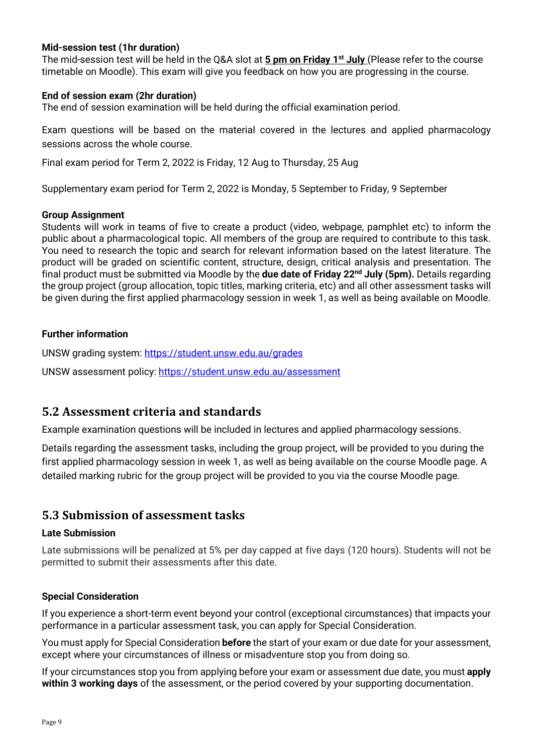**Mid-session test (1hr duration)**

The mid-session test will be held in the Q&A slot at **5 pm on Friday 1st July** (Please refer to the course timetable on Moodle). This exam will give you feedback on how you are progressing in the course.

**End of session exam (2hr duration)**

The end of session examination will be held during the official examination period.

Exam questions will be based on the material covered in the lectures and applied pharmacology sessions across the whole course.

Final exam period for Term 2, 2022 is Friday, 12 Aug to Thursday, 25 Aug

Supplementary exam period for Term 2, 2022 is Monday, 5 September to Friday, 9 September

**Group Assignment**

Students will work in teams of five to create a product (video, webpage, pamphlet etc) to inform the public about a pharmacological topic. All members of the group are required to contribute to this task. You need to research the topic and search for relevant information based on the latest literature. The product will be graded on scientific content, structure, design, critical analysis and presentation. The final product must be submitted via Moodle by the **due date of Friday 22nd July (5pm).** Details regarding the group project (group allocation, topic titles, marking criteria, etc) and all other assessment tasks will be given during the first applied pharmacology session in week 1, as well as being available on Moodle.

**Further information**

UNSW grading system: https://student.unsw.edu.au/grades

UNSW assessment policy: https://student.unsw.edu.au/assessment

## 5.2 Assessment criteria and standards

Example examination questions will be included in lectures and applied pharmacology sessions.

Details regarding the assessment tasks, including the group project, will be provided to you during the first applied pharmacology session in week 1, as well as being available on the course Moodle page. A detailed marking rubric for the group project will be provided to you via the course Moodle page.

## 5.3 Submission of assessment tasks

**Late Submission**

Late submissions will be penalized at 5% per day capped at five days (120 hours). Students will not be permitted to submit their assessments after this date.

**Special Consideration**

If you experience a short-term event beyond your control (exceptional circumstances) that impacts your performance in a particular assessment task, you can apply for Special Consideration.

You must apply for Special Consideration **before** the start of your exam or due date for your assessment, except where your circumstances of illness or misadventure stop you from doing so.

If your circumstances stop you from applying before your exam or assessment due date, you must **apply within 3 working days** of the assessment, or the period covered by your supporting documentation.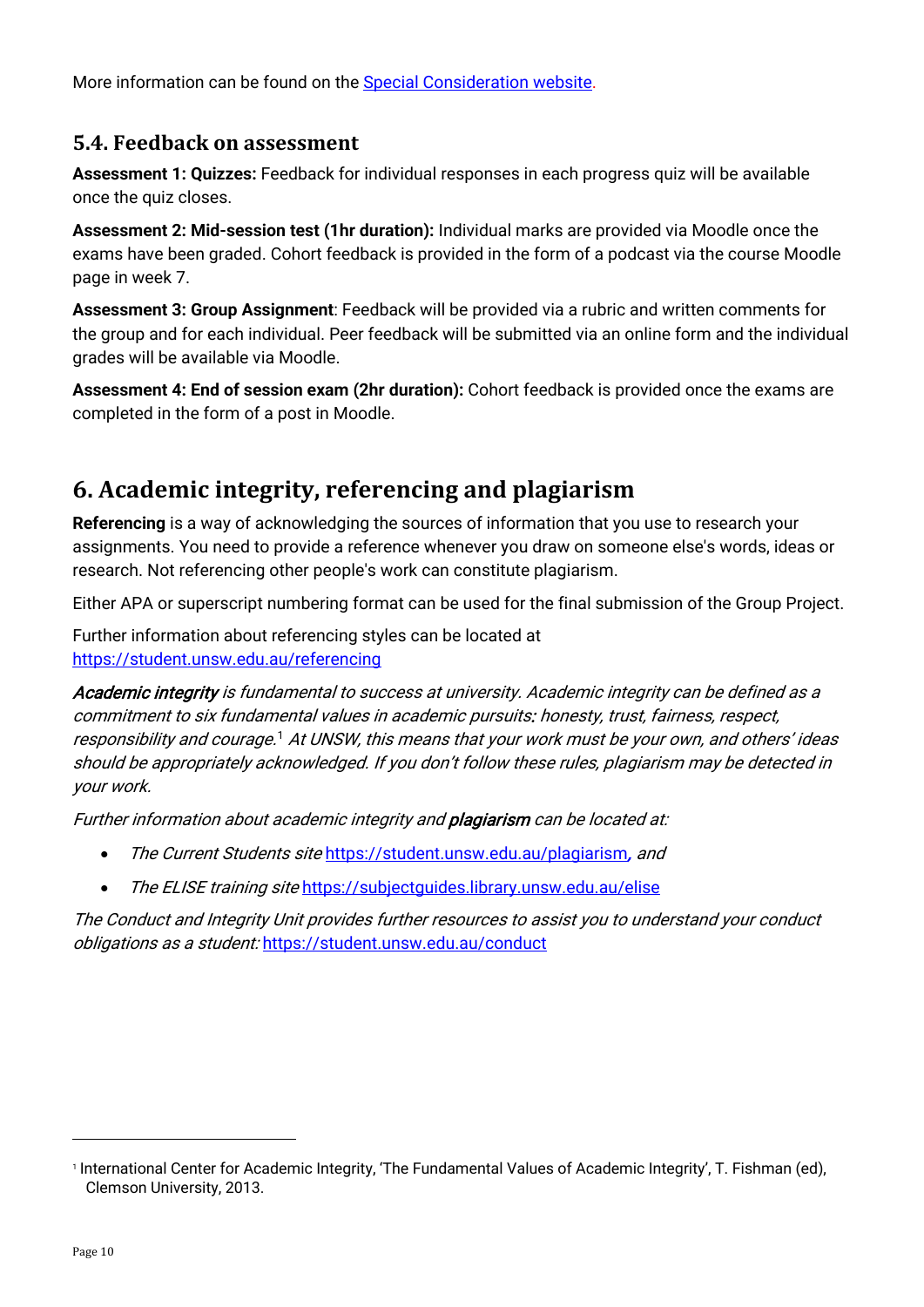More information can be found on the [Special Consideration website](https://student.unsw.edu.au/special-consideration).

### 5.4. Feedback on assessment

**Assessment 1: Quizzes:** Feedback for individual responses in each progress quiz will be available once the quiz closes.

**Assessment 2: Mid-session test (1hr duration):** Individual marks are provided via Moodle once the exams have been graded. Cohort feedback is provided in the form of a podcast via the course Moodle page in week 7.

**Assessment 3: Group Assignment**: Feedback will be provided via a rubric and written comments for the group and for each individual. Peer feedback will be submitted via an online form and the individual grades will be available via Moodle.

**Assessment 4: End of session exam (2hr duration):** Cohort feedback is provided once the exams are completed in the form of a post in Moodle.

## 6. Academic integrity, referencing and plagiarism

**Referencing** is a way of acknowledging the sources of information that you use to research your assignments. You need to provide a reference whenever you draw on someone else's words, ideas or research. Not referencing other people's work can constitute plagiarism.

Either APA or superscript numbering format can be used for the final submission of the Group Project.

Further information about referencing styles can be located at https://student.unsw.edu.au/referencing

***Academic integrity*** *is fundamental to success at university. Academic integrity can be defined as a commitment to six fundamental values in academic pursuits: honesty, trust, fairness, respect, responsibility and courage.*[1] *At UNSW, this means that your work must be your own, and others' ideas should be appropriately acknowledged. If you don't follow these rules, plagiarism may be detected in your work.*

*Further information about academic integrity and* ***plagiarism*** *can be located at:*

- *The Current Students site* https://student.unsw.edu.au/plagiarism*, and*
- *The ELISE training site* https://subjectguides.library.unsw.edu.au/elise

*The Conduct and Integrity Unit provides further resources to assist you to understand your conduct obligations as a student:* https://student.unsw.edu.au/conduct

---

[1] International Center for Academic Integrity, 'The Fundamental Values of Academic Integrity', T. Fishman (ed), Clemson University, 2013.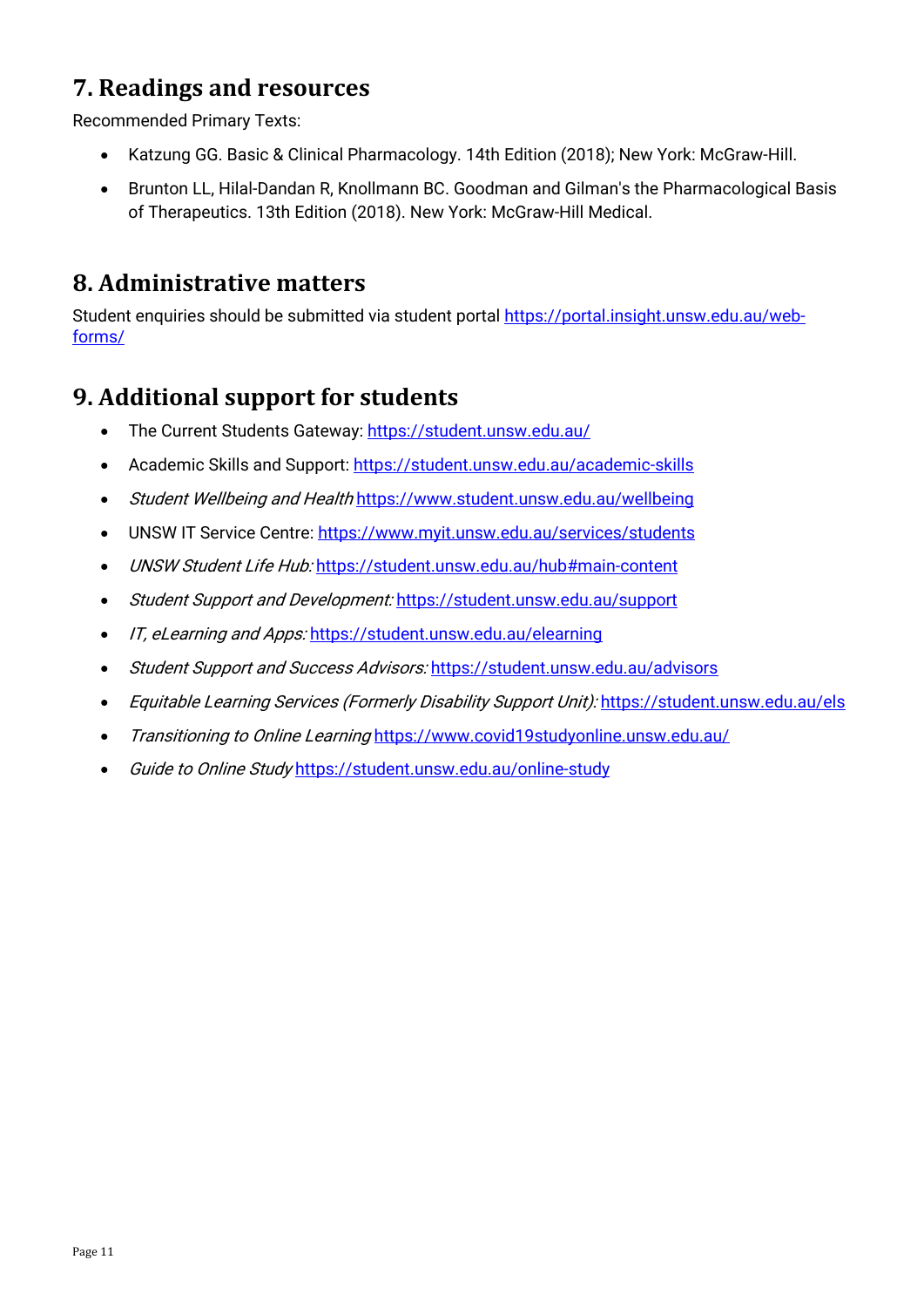## 7. Readings and resources

Recommended Primary Texts:

- Katzung GG. Basic & Clinical Pharmacology. 14th Edition (2018); New York: McGraw-Hill.
- Brunton LL, Hilal-Dandan R, Knollmann BC. Goodman and Gilman's the Pharmacological Basis of Therapeutics. 13th Edition (2018). New York: McGraw-Hill Medical.

## 8. Administrative matters

Student enquiries should be submitted via student portal https://portal.insight.unsw.edu.au/web-forms/

## 9. Additional support for students

- The Current Students Gateway: https://student.unsw.edu.au/
- Academic Skills and Support: https://student.unsw.edu.au/academic-skills
- *Student Wellbeing and Health* https://www.student.unsw.edu.au/wellbeing
- UNSW IT Service Centre: https://www.myit.unsw.edu.au/services/students
- *UNSW Student Life Hub:* https://student.unsw.edu.au/hub#main-content
- *Student Support and Development:* https://student.unsw.edu.au/support
- *IT, eLearning and Apps:* https://student.unsw.edu.au/elearning
- *Student Support and Success Advisors:* https://student.unsw.edu.au/advisors
- *Equitable Learning Services (Formerly Disability Support Unit):* https://student.unsw.edu.au/els
- *Transitioning to Online Learning* https://www.covid19studyonline.unsw.edu.au/
- *Guide to Online Study* https://student.unsw.edu.au/online-study